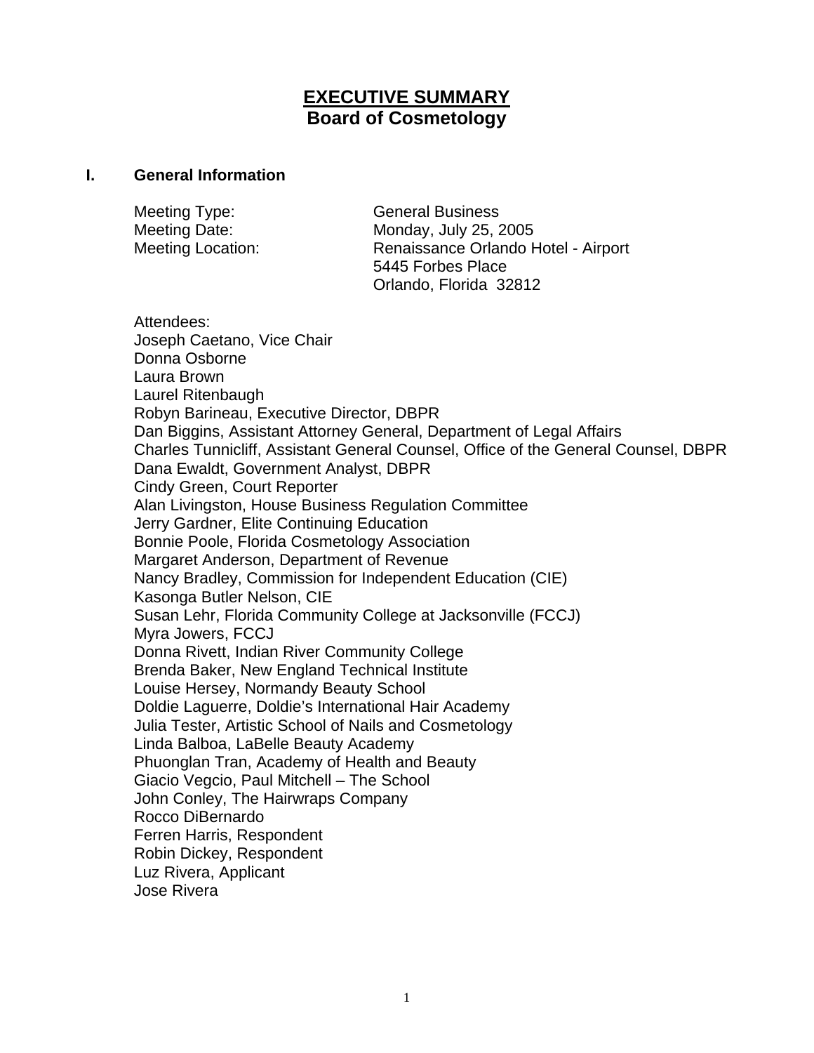# EXECUTIVE SUMMARY
# Board of Cosmetology

## I. General Information

Meeting Type: General Business
Meeting Date: Monday, July 25, 2005
Meeting Location: Renaissance Orlando Hotel - Airport
5445 Forbes Place
Orlando, Florida 32812

Attendees:
Joseph Caetano, Vice Chair
Donna Osborne
Laura Brown
Laurel Ritenbaugh
Robyn Barineau, Executive Director, DBPR
Dan Biggins, Assistant Attorney General, Department of Legal Affairs
Charles Tunnicliff, Assistant General Counsel, Office of the General Counsel, DBPR
Dana Ewaldt, Government Analyst, DBPR
Cindy Green, Court Reporter
Alan Livingston, House Business Regulation Committee
Jerry Gardner, Elite Continuing Education
Bonnie Poole, Florida Cosmetology Association
Margaret Anderson, Department of Revenue
Nancy Bradley, Commission for Independent Education (CIE)
Kasonga Butler Nelson, CIE
Susan Lehr, Florida Community College at Jacksonville (FCCJ)
Myra Jowers, FCCJ
Donna Rivett, Indian River Community College
Brenda Baker, New England Technical Institute
Louise Hersey, Normandy Beauty School
Doldie Laguerre, Doldie's International Hair Academy
Julia Tester, Artistic School of Nails and Cosmetology
Linda Balboa, LaBelle Beauty Academy
Phuonglan Tran, Academy of Health and Beauty
Giacio Vegcio, Paul Mitchell – The School
John Conley, The Hairwraps Company
Rocco DiBernardo
Ferren Harris, Respondent
Robin Dickey, Respondent
Luz Rivera, Applicant
Jose Rivera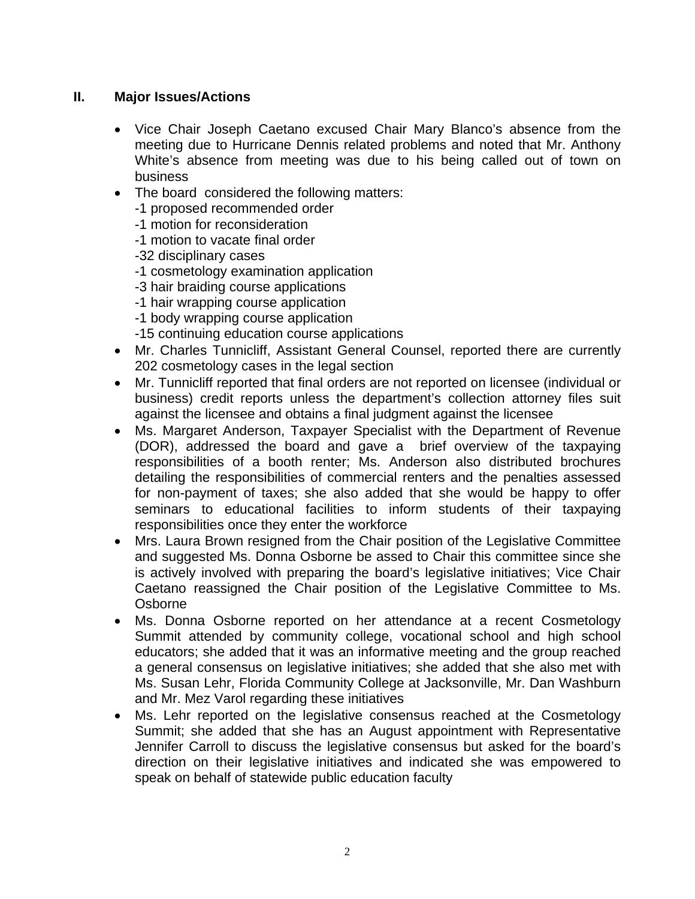## II. Major Issues/Actions

- Vice Chair Joseph Caetano excused Chair Mary Blanco's absence from the meeting due to Hurricane Dennis related problems and noted that Mr. Anthony White's absence from meeting was due to his being called out of town on business
- The board considered the following matters:
  - -1 proposed recommended order
  - -1 motion for reconsideration
  - -1 motion to vacate final order
  - -32 disciplinary cases
  - -1 cosmetology examination application
  - -3 hair braiding course applications
  - -1 hair wrapping course application
  - -1 body wrapping course application
  - -15 continuing education course applications
- Mr. Charles Tunnicliff, Assistant General Counsel, reported there are currently 202 cosmetology cases in the legal section
- Mr. Tunnicliff reported that final orders are not reported on licensee (individual or business) credit reports unless the department's collection attorney files suit against the licensee and obtains a final judgment against the licensee
- Ms. Margaret Anderson, Taxpayer Specialist with the Department of Revenue (DOR), addressed the board and gave a brief overview of the taxpaying responsibilities of a booth renter; Ms. Anderson also distributed brochures detailing the responsibilities of commercial renters and the penalties assessed for non-payment of taxes; she also added that she would be happy to offer seminars to educational facilities to inform students of their taxpaying responsibilities once they enter the workforce
- Mrs. Laura Brown resigned from the Chair position of the Legislative Committee and suggested Ms. Donna Osborne be assed to Chair this committee since she is actively involved with preparing the board's legislative initiatives; Vice Chair Caetano reassigned the Chair position of the Legislative Committee to Ms. Osborne
- Ms. Donna Osborne reported on her attendance at a recent Cosmetology Summit attended by community college, vocational school and high school educators; she added that it was an informative meeting and the group reached a general consensus on legislative initiatives; she added that she also met with Ms. Susan Lehr, Florida Community College at Jacksonville, Mr. Dan Washburn and Mr. Mez Varol regarding these initiatives
- Ms. Lehr reported on the legislative consensus reached at the Cosmetology Summit; she added that she has an August appointment with Representative Jennifer Carroll to discuss the legislative consensus but asked for the board's direction on their legislative initiatives and indicated she was empowered to speak on behalf of statewide public education faculty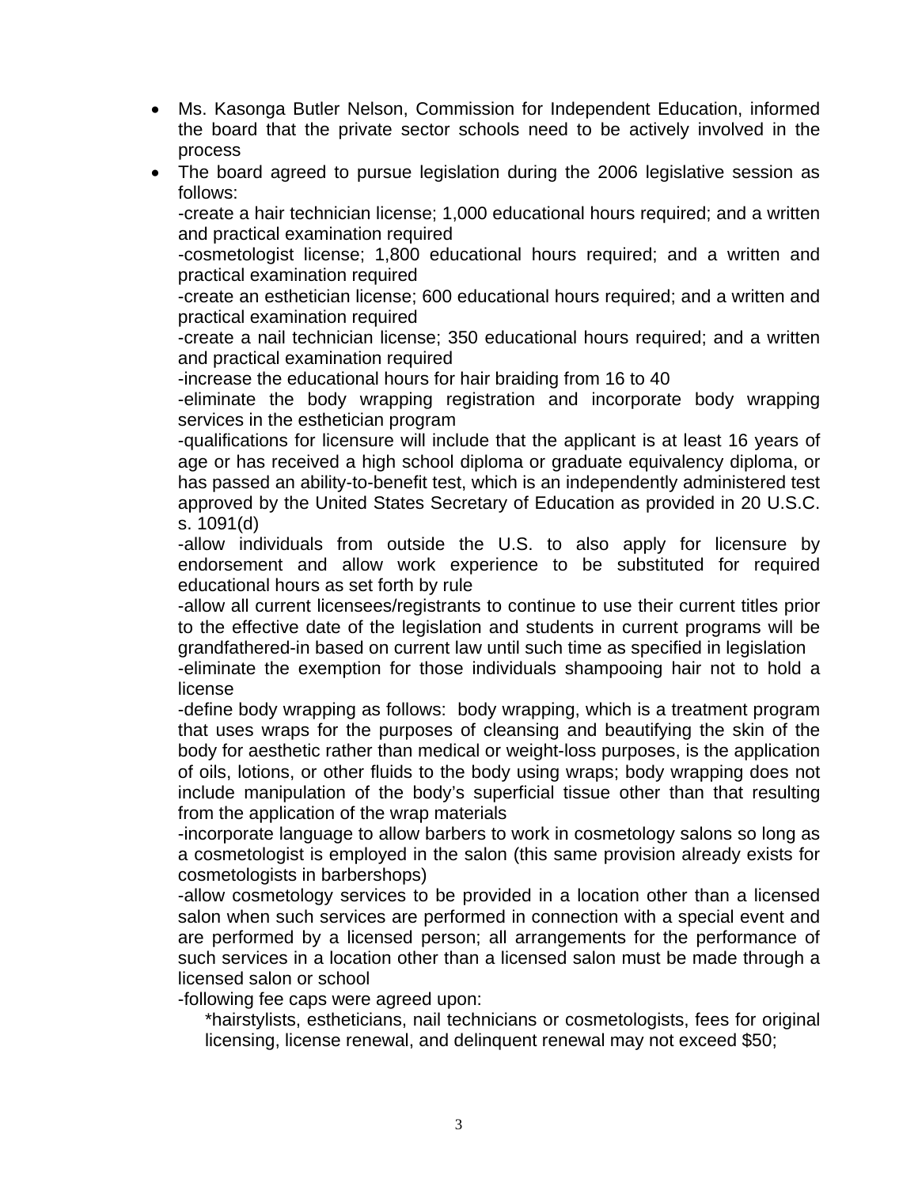- Ms. Kasonga Butler Nelson, Commission for Independent Education, informed the board that the private sector schools need to be actively involved in the process
- The board agreed to pursue legislation during the 2006 legislative session as follows:

  -create a hair technician license; 1,000 educational hours required; and a written and practical examination required

  -cosmetologist license; 1,800 educational hours required; and a written and practical examination required

  -create an esthetician license; 600 educational hours required; and a written and practical examination required

  -create a nail technician license; 350 educational hours required; and a written and practical examination required

  -increase the educational hours for hair braiding from 16 to 40

  -eliminate the body wrapping registration and incorporate body wrapping services in the esthetician program

  -qualifications for licensure will include that the applicant is at least 16 years of age or has received a high school diploma or graduate equivalency diploma, or has passed an ability-to-benefit test, which is an independently administered test approved by the United States Secretary of Education as provided in 20 U.S.C. s. 1091(d)

  -allow individuals from outside the U.S. to also apply for licensure by endorsement and allow work experience to be substituted for required educational hours as set forth by rule

  -allow all current licensees/registrants to continue to use their current titles prior to the effective date of the legislation and students in current programs will be grandfathered-in based on current law until such time as specified in legislation

  -eliminate the exemption for those individuals shampooing hair not to hold a license

  -define body wrapping as follows: body wrapping, which is a treatment program that uses wraps for the purposes of cleansing and beautifying the skin of the body for aesthetic rather than medical or weight-loss purposes, is the application of oils, lotions, or other fluids to the body using wraps; body wrapping does not include manipulation of the body's superficial tissue other than that resulting from the application of the wrap materials

  -incorporate language to allow barbers to work in cosmetology salons so long as a cosmetologist is employed in the salon (this same provision already exists for cosmetologists in barbershops)

  -allow cosmetology services to be provided in a location other than a licensed salon when such services are performed in connection with a special event and are performed by a licensed person; all arrangements for the performance of such services in a location other than a licensed salon must be made through a licensed salon or school

  -following fee caps were agreed upon:

  *hairstylists, estheticians, nail technicians or cosmetologists, fees for original licensing, license renewal, and delinquent renewal may not exceed $50;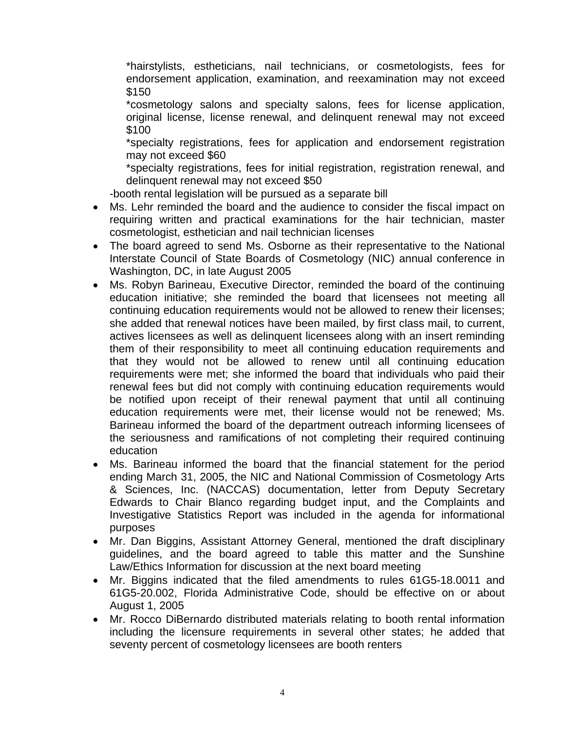*hairstylists, estheticians, nail technicians, or cosmetologists, fees for endorsement application, examination, and reexamination may not exceed $150

*cosmetology salons and specialty salons, fees for license application, original license, license renewal, and delinquent renewal may not exceed $100

*specialty registrations, fees for application and endorsement registration may not exceed $60

*specialty registrations, fees for initial registration, registration renewal, and delinquent renewal may not exceed $50

-booth rental legislation will be pursued as a separate bill

- Ms. Lehr reminded the board and the audience to consider the fiscal impact on requiring written and practical examinations for the hair technician, master cosmetologist, esthetician and nail technician licenses
- The board agreed to send Ms. Osborne as their representative to the National Interstate Council of State Boards of Cosmetology (NIC) annual conference in Washington, DC, in late August 2005
- Ms. Robyn Barineau, Executive Director, reminded the board of the continuing education initiative; she reminded the board that licensees not meeting all continuing education requirements would not be allowed to renew their licenses; she added that renewal notices have been mailed, by first class mail, to current, actives licensees as well as delinquent licensees along with an insert reminding them of their responsibility to meet all continuing education requirements and that they would not be allowed to renew until all continuing education requirements were met; she informed the board that individuals who paid their renewal fees but did not comply with continuing education requirements would be notified upon receipt of their renewal payment that until all continuing education requirements were met, their license would not be renewed; Ms. Barineau informed the board of the department outreach informing licensees of the seriousness and ramifications of not completing their required continuing education
- Ms. Barineau informed the board that the financial statement for the period ending March 31, 2005, the NIC and National Commission of Cosmetology Arts & Sciences, Inc. (NACCAS) documentation, letter from Deputy Secretary Edwards to Chair Blanco regarding budget input, and the Complaints and Investigative Statistics Report was included in the agenda for informational purposes
- Mr. Dan Biggins, Assistant Attorney General, mentioned the draft disciplinary guidelines, and the board agreed to table this matter and the Sunshine Law/Ethics Information for discussion at the next board meeting
- Mr. Biggins indicated that the filed amendments to rules 61G5-18.0011 and 61G5-20.002, Florida Administrative Code, should be effective on or about August 1, 2005
- Mr. Rocco DiBernardo distributed materials relating to booth rental information including the licensure requirements in several other states; he added that seventy percent of cosmetology licensees are booth renters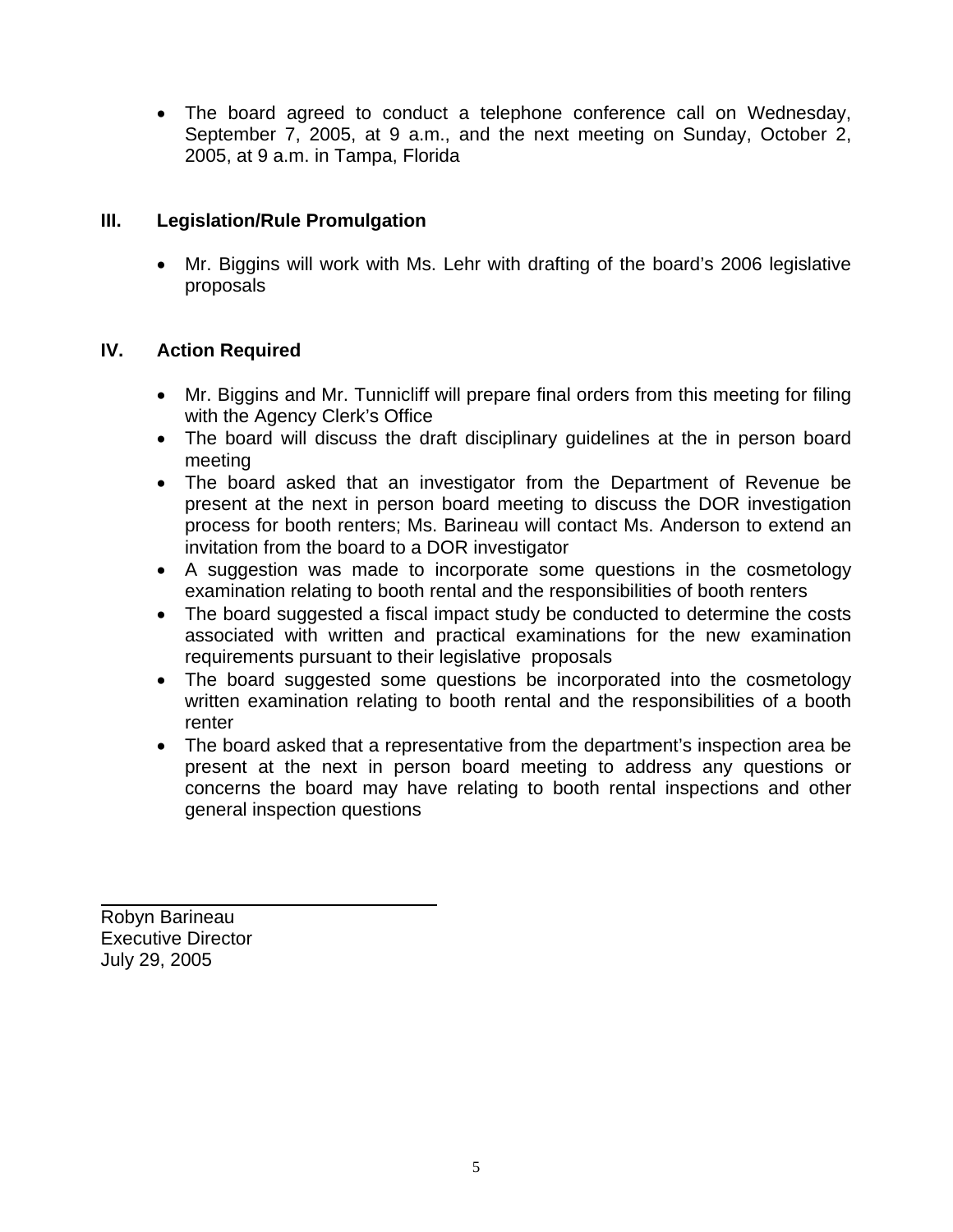- The board agreed to conduct a telephone conference call on Wednesday, September 7, 2005, at 9 a.m., and the next meeting on Sunday, October 2, 2005, at 9 a.m. in Tampa, Florida

## III. Legislation/Rule Promulgation

- Mr. Biggins will work with Ms. Lehr with drafting of the board's 2006 legislative proposals

## IV. Action Required

- Mr. Biggins and Mr. Tunnicliff will prepare final orders from this meeting for filing with the Agency Clerk's Office
- The board will discuss the draft disciplinary guidelines at the in person board meeting
- The board asked that an investigator from the Department of Revenue be present at the next in person board meeting to discuss the DOR investigation process for booth renters; Ms. Barineau will contact Ms. Anderson to extend an invitation from the board to a DOR investigator
- A suggestion was made to incorporate some questions in the cosmetology examination relating to booth rental and the responsibilities of booth renters
- The board suggested a fiscal impact study be conducted to determine the costs associated with written and practical examinations for the new examination requirements pursuant to their legislative proposals
- The board suggested some questions be incorporated into the cosmetology written examination relating to booth rental and the responsibilities of a booth renter
- The board asked that a representative from the department's inspection area be present at the next in person board meeting to address any questions or concerns the board may have relating to booth rental inspections and other general inspection questions

Robyn Barineau
Executive Director
July 29, 2005